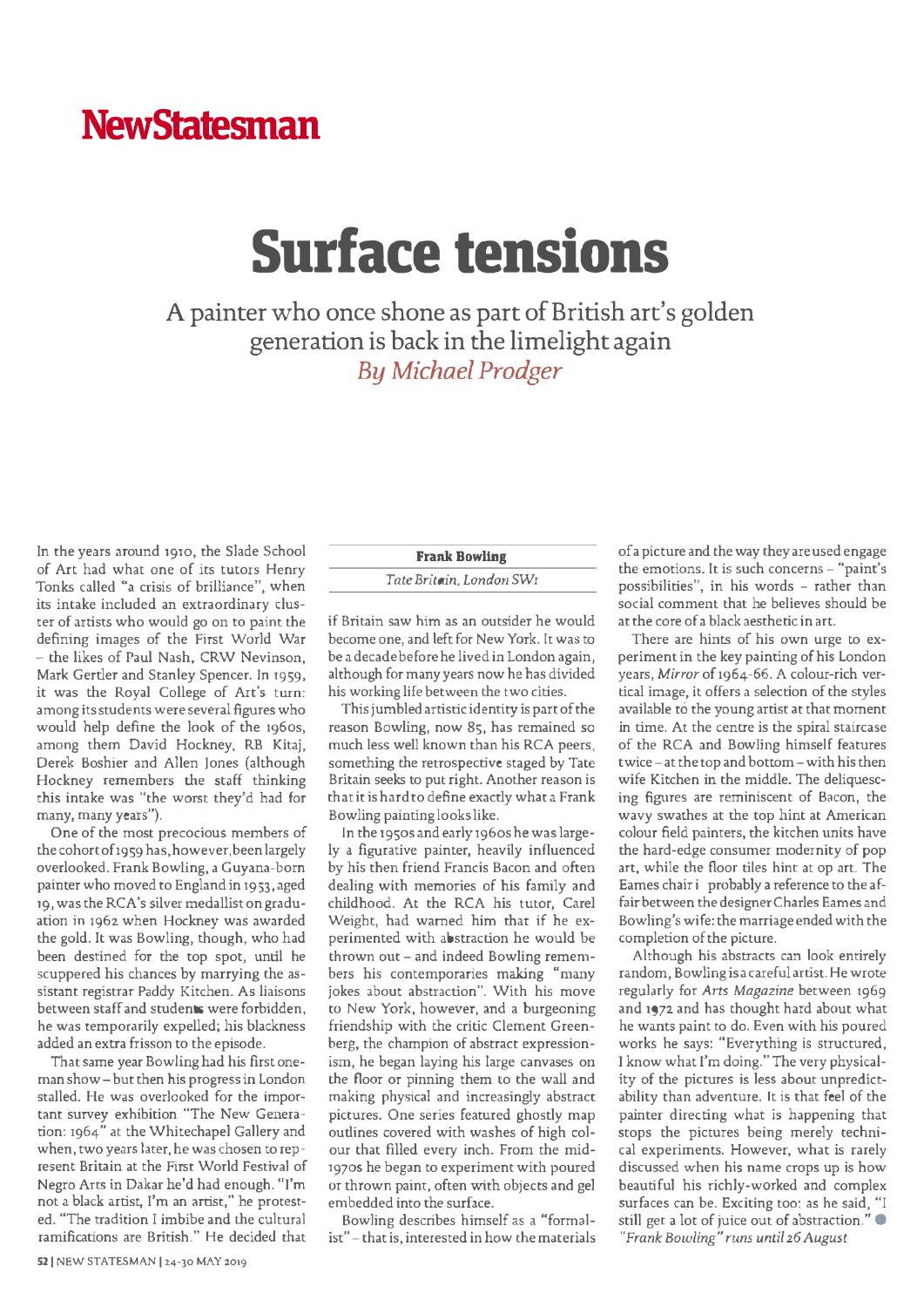NewStatesman

# Surface tensions

A painter who once shone as part of British art's golden generation is back in the limelight again

*By Michael Prodger*

**Frank Bowling**

*Tate Britain, London SW1*

In the years around 1910, the Slade School of Art had what one of its tutors Henry Tonks called "a crisis of brilliance", when its intake included an extraordinary cluster of artists who would go on to paint the defining images of the First World War – the likes of Paul Nash, CRW Nevinson, Mark Gertler and Stanley Spencer. In 1959, it was the Royal College of Art's turn: among its students were several figures who would help define the look of the 1960s, among them David Hockney, RB Kitaj, Derek Boshier and Allen Jones (although Hockney remembers the staff thinking this intake was "the worst they'd had for many, many years").

One of the most precocious members of the cohort of 1959 has, however, been largely overlooked. Frank Bowling, a Guyana-born painter who moved to England in 1953, aged 19, was the RCA's silver medallist on graduation in 1962 when Hockney was awarded the gold. It was Bowling, though, who had been destined for the top spot, until he scuppered his chances by marrying the assistant registrar Paddy Kitchen. As liaisons between staff and students were forbidden, he was temporarily expelled; his blackness added an extra frisson to the episode.

That same year Bowling had his first one-man show – but then his progress in London stalled. He was overlooked for the important survey exhibition "The New Generation: 1964" at the Whitechapel Gallery and when, two years later, he was chosen to represent Britain at the First World Festival of Negro Arts in Dakar he'd had enough. "I'm not a black artist, I'm an artist," he protested. "The tradition I imbibe and the cultural ramifications are British." He decided that if Britain saw him as an outsider he would become one, and left for New York. It was to be a decade before he lived in London again, although for many years now he has divided his working life between the two cities.

This jumbled artistic identity is part of the reason Bowling, now 85, has remained so much less well known than his RCA peers, something the retrospective staged by Tate Britain seeks to put right. Another reason is that it is hard to define exactly what a Frank Bowling painting looks like.

In the 1950s and early 1960s he was largely a figurative painter, heavily influenced by his then friend Francis Bacon and often dealing with memories of his family and childhood. At the RCA his tutor, Carel Weight, had warned him that if he experimented with abstraction he would be thrown out – and indeed Bowling remembers his contemporaries making "many jokes about abstraction". With his move to New York, however, and a burgeoning friendship with the critic Clement Greenberg, the champion of abstract expressionism, he began laying his large canvases on the floor or pinning them to the wall and making physical and increasingly abstract pictures. One series featured ghostly map outlines covered with washes of high colour that filled every inch. From the mid-1970s he began to experiment with poured or thrown paint, often with objects and gel embedded into the surface.

Bowling describes himself as a "formalist" – that is, interested in how the materials of a picture and the way they are used engage the emotions. It is such concerns – "paint's possibilities", in his words – rather than social comment that he believes should be at the core of a black aesthetic in art.

There are hints of his own urge to experiment in the key painting of his London years, *Mirror* of 1964-66. A colour-rich vertical image, it offers a selection of the styles available to the young artist at that moment in time. At the centre is the spiral staircase of the RCA and Bowling himself features twice – at the top and bottom – with his then wife Kitchen in the middle. The deliquescing figures are reminiscent of Bacon, the wavy swathes at the top hint at American colour field painters, the kitchen units have the hard-edge consumer modernity of pop art, while the floor tiles hint at op art. The Eames chair i probably a reference to the affair between the designer Charles Eames and Bowling's wife: the marriage ended with the completion of the picture.

Although his abstracts can look entirely random, Bowling is a careful artist. He wrote regularly for *Arts Magazine* between 1969 and 1972 and has thought hard about what he wants paint to do. Even with his poured works he says: "Everything is structured, I know what I'm doing." The very physicality of the pictures is less about unpredictability than adventure. It is that feel of the painter directing what is happening that stops the pictures being merely technical experiments. However, what is rarely discussed when his name crops up is how beautiful his richly-worked and complex surfaces can be. Exciting too: as he said, "I still get a lot of juice out of abstraction." ●

*"Frank Bowling" runs until 26 August*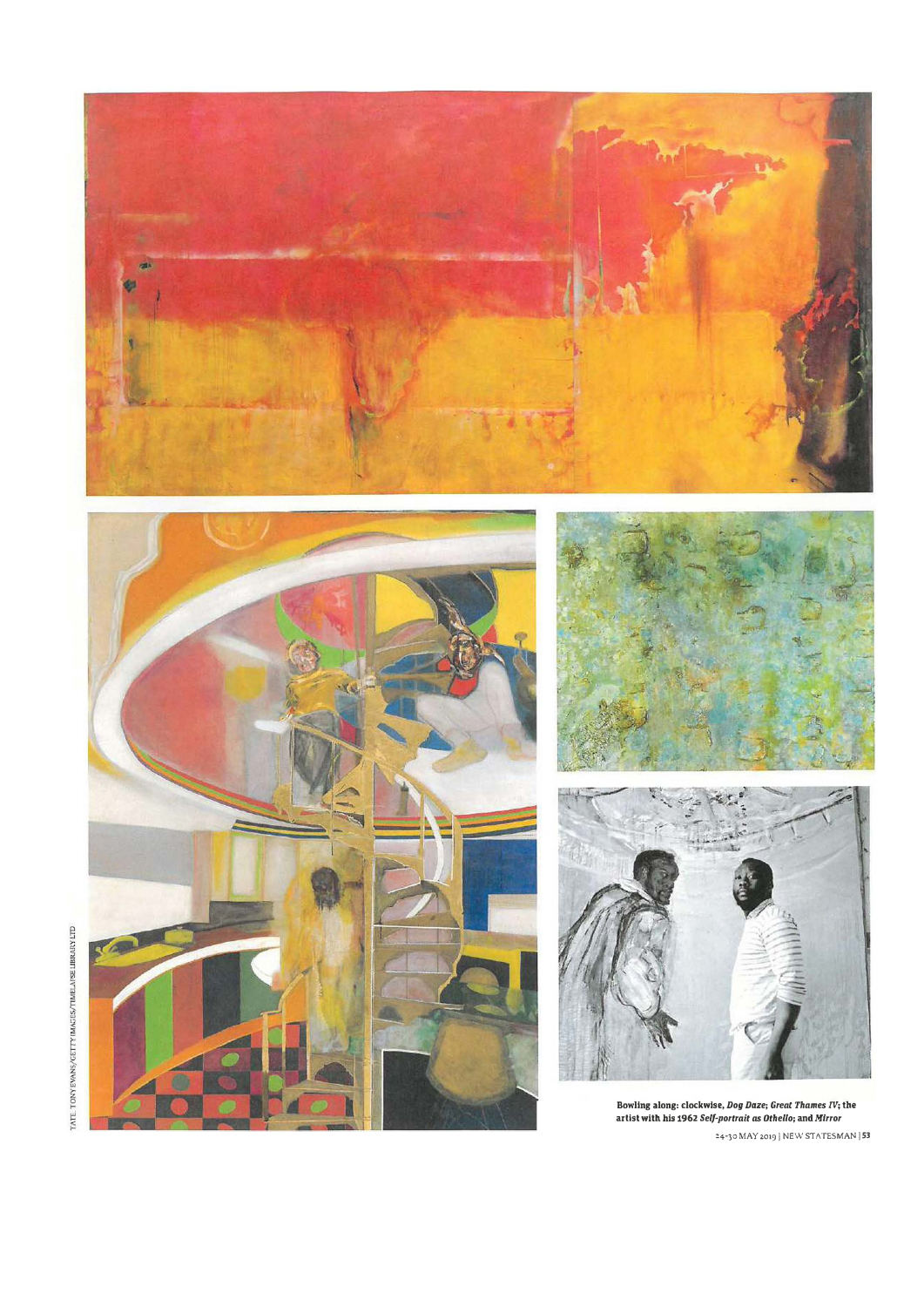**Bowling along: clockwise, *Dog Daze*; *Great Thames IV*; the artist with his 1962 *Self-portrait as Othello*; and *Mirror***

TATE: TONY EVANS/GETTY IMAGES/TIMELAPSE LIBRARY LTD